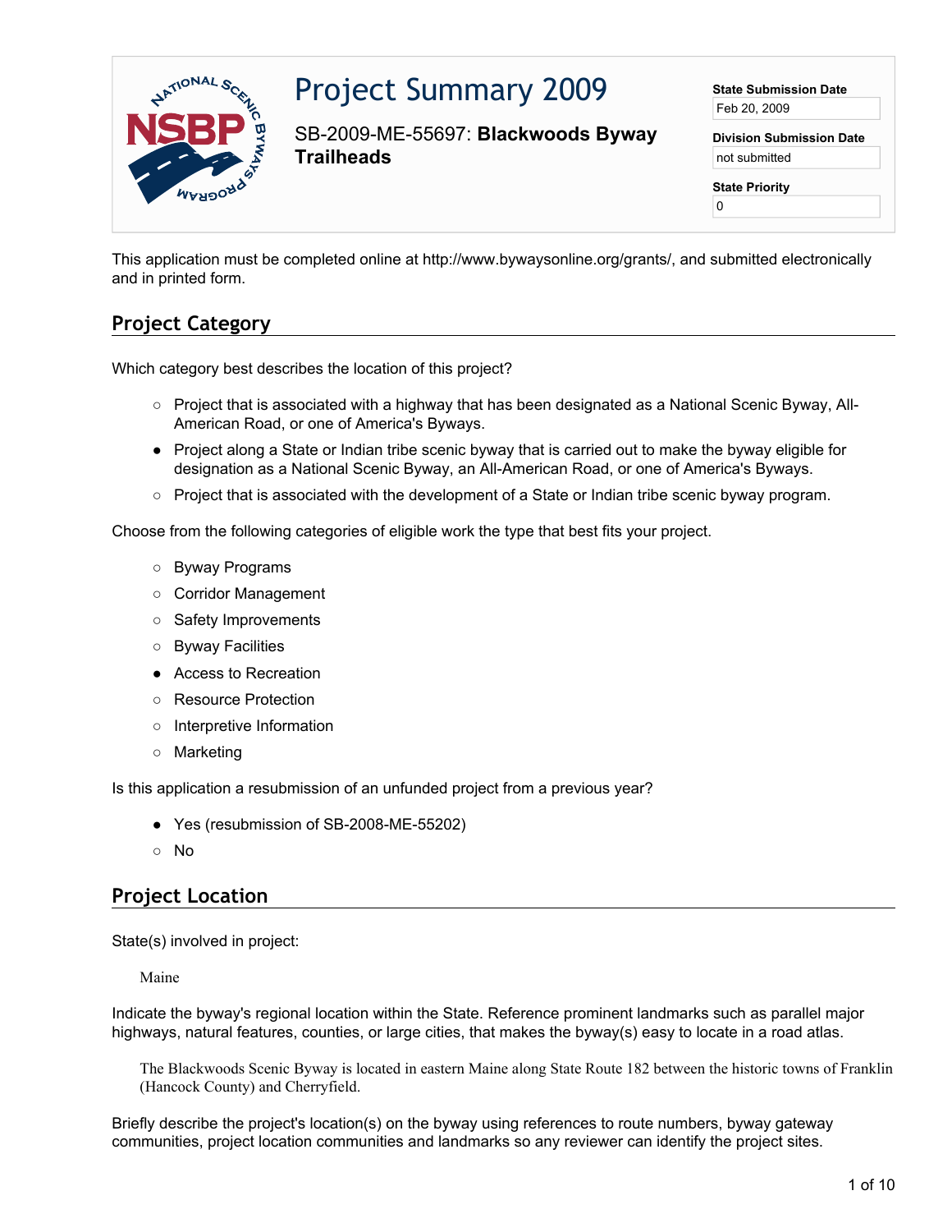# Project Summary 2009

SB-2009-ME-55697: **Blackwoods Byway Trailheads**

**State Submission Date**
Feb 20, 2009

**Division Submission Date**
not submitted

**State Priority**
0

This application must be completed online at http://www.bywaysonline.org/grants/, and submitted electronically and in printed form.

## Project Category

Which category best describes the location of this project?

- ○ Project that is associated with a highway that has been designated as a National Scenic Byway, All-American Road, or one of America's Byways.
- ● Project along a State or Indian tribe scenic byway that is carried out to make the byway eligible for designation as a National Scenic Byway, an All-American Road, or one of America's Byways.
- ○ Project that is associated with the development of a State or Indian tribe scenic byway program.

Choose from the following categories of eligible work the type that best fits your project.

- ○ Byway Programs
- ○ Corridor Management
- ○ Safety Improvements
- ○ Byway Facilities
- ● Access to Recreation
- ○ Resource Protection
- ○ Interpretive Information
- ○ Marketing

Is this application a resubmission of an unfunded project from a previous year?

- ● Yes (resubmission of SB-2008-ME-55202)
- ○ No

## Project Location

State(s) involved in project:

Maine

Indicate the byway's regional location within the State. Reference prominent landmarks such as parallel major highways, natural features, counties, or large cities, that makes the byway(s) easy to locate in a road atlas.

The Blackwoods Scenic Byway is located in eastern Maine along State Route 182 between the historic towns of Franklin (Hancock County) and Cherryfield.

Briefly describe the project's location(s) on the byway using references to route numbers, byway gateway communities, project location communities and landmarks so any reviewer can identify the project sites.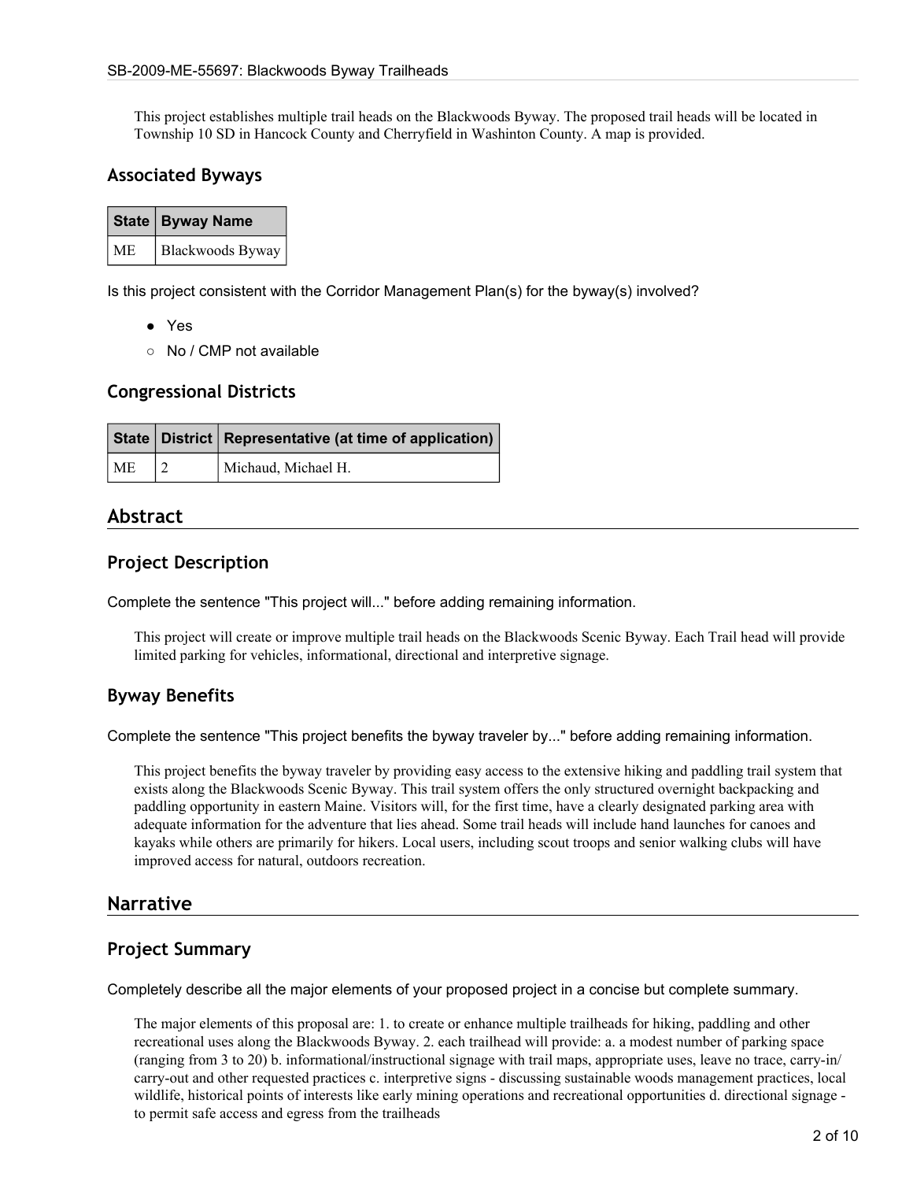This project establishes multiple trail heads on the Blackwoods Byway. The proposed trail heads will be located in Township 10 SD in Hancock County and Cherryfield in Washinton County. A map is provided.

### Associated Byways

| State | Byway Name |
|---|---|
| ME | Blackwoods Byway |

Is this project consistent with the Corridor Management Plan(s) for the byway(s) involved?

- ● Yes
- ○ No / CMP not available

### Congressional Districts

| State | District | Representative (at time of application) |
|---|---|---|
| ME | 2 | Michaud, Michael H. |

## Abstract

### Project Description

Complete the sentence "This project will..." before adding remaining information.

This project will create or improve multiple trail heads on the Blackwoods Scenic Byway. Each Trail head will provide limited parking for vehicles, informational, directional and interpretive signage.

### Byway Benefits

Complete the sentence "This project benefits the byway traveler by..." before adding remaining information.

This project benefits the byway traveler by providing easy access to the extensive hiking and paddling trail system that exists along the Blackwoods Scenic Byway. This trail system offers the only structured overnight backpacking and paddling opportunity in eastern Maine. Visitors will, for the first time, have a clearly designated parking area with adequate information for the adventure that lies ahead. Some trail heads will include hand launches for canoes and kayaks while others are primarily for hikers. Local users, including scout troops and senior walking clubs will have improved access for natural, outdoors recreation.

## Narrative

### Project Summary

Completely describe all the major elements of your proposed project in a concise but complete summary.

The major elements of this proposal are: 1. to create or enhance multiple trailheads for hiking, paddling and other recreational uses along the Blackwoods Byway. 2. each trailhead will provide: a. a modest number of parking space (ranging from 3 to 20) b. informational/instructional signage with trail maps, appropriate uses, leave no trace, carry-in/ carry-out and other requested practices c. interpretive signs - discussing sustainable woods management practices, local wildlife, historical points of interests like early mining operations and recreational opportunities d. directional signage - to permit safe access and egress from the trailheads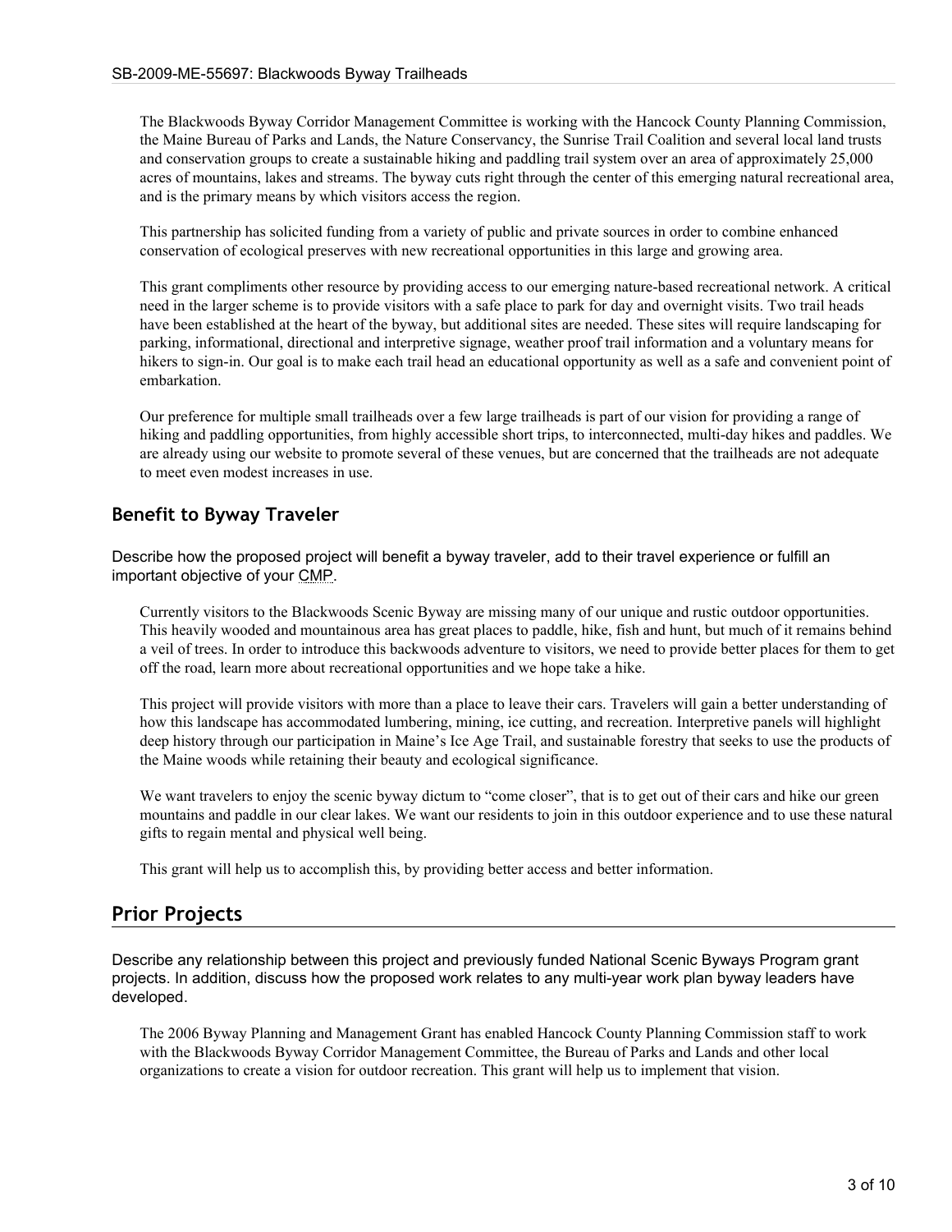The Blackwoods Byway Corridor Management Committee is working with the Hancock County Planning Commission, the Maine Bureau of Parks and Lands, the Nature Conservancy, the Sunrise Trail Coalition and several local land trusts and conservation groups to create a sustainable hiking and paddling trail system over an area of approximately 25,000 acres of mountains, lakes and streams. The byway cuts right through the center of this emerging natural recreational area, and is the primary means by which visitors access the region.

This partnership has solicited funding from a variety of public and private sources in order to combine enhanced conservation of ecological preserves with new recreational opportunities in this large and growing area.

This grant compliments other resource by providing access to our emerging nature-based recreational network. A critical need in the larger scheme is to provide visitors with a safe place to park for day and overnight visits. Two trail heads have been established at the heart of the byway, but additional sites are needed. These sites will require landscaping for parking, informational, directional and interpretive signage, weather proof trail information and a voluntary means for hikers to sign-in. Our goal is to make each trail head an educational opportunity as well as a safe and convenient point of embarkation.

Our preference for multiple small trailheads over a few large trailheads is part of our vision for providing a range of hiking and paddling opportunities, from highly accessible short trips, to interconnected, multi-day hikes and paddles. We are already using our website to promote several of these venues, but are concerned that the trailheads are not adequate to meet even modest increases in use.

### Benefit to Byway Traveler

Describe how the proposed project will benefit a byway traveler, add to their travel experience or fulfill an important objective of your CMP.

Currently visitors to the Blackwoods Scenic Byway are missing many of our unique and rustic outdoor opportunities. This heavily wooded and mountainous area has great places to paddle, hike, fish and hunt, but much of it remains behind a veil of trees. In order to introduce this backwoods adventure to visitors, we need to provide better places for them to get off the road, learn more about recreational opportunities and we hope take a hike.

This project will provide visitors with more than a place to leave their cars. Travelers will gain a better understanding of how this landscape has accommodated lumbering, mining, ice cutting, and recreation. Interpretive panels will highlight deep history through our participation in Maine's Ice Age Trail, and sustainable forestry that seeks to use the products of the Maine woods while retaining their beauty and ecological significance.

We want travelers to enjoy the scenic byway dictum to "come closer", that is to get out of their cars and hike our green mountains and paddle in our clear lakes. We want our residents to join in this outdoor experience and to use these natural gifts to regain mental and physical well being.

This grant will help us to accomplish this, by providing better access and better information.

## Prior Projects

Describe any relationship between this project and previously funded National Scenic Byways Program grant projects. In addition, discuss how the proposed work relates to any multi-year work plan byway leaders have developed.

The 2006 Byway Planning and Management Grant has enabled Hancock County Planning Commission staff to work with the Blackwoods Byway Corridor Management Committee, the Bureau of Parks and Lands and other local organizations to create a vision for outdoor recreation. This grant will help us to implement that vision.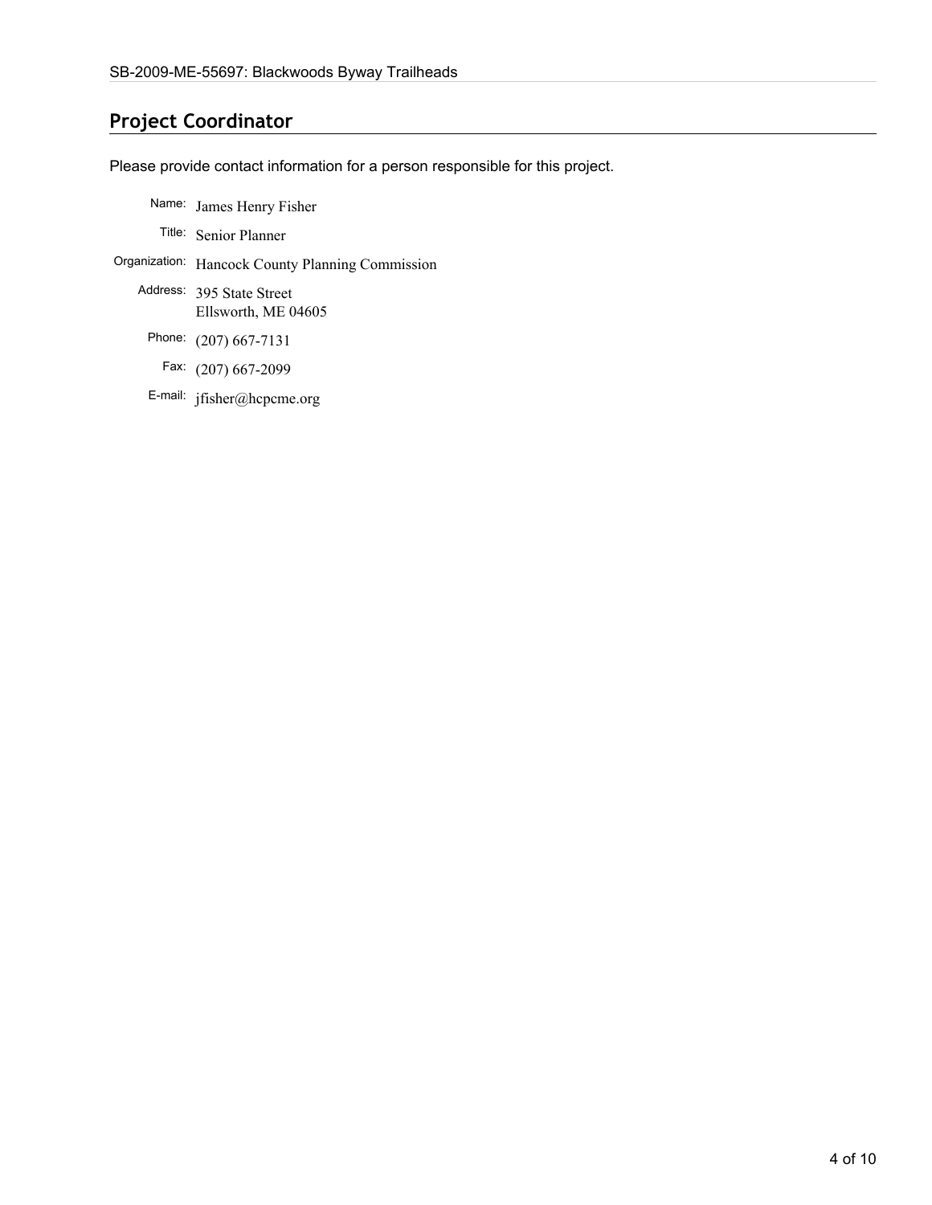## Project Coordinator

Please provide contact information for a person responsible for this project.

Name: James Henry Fisher

Title: Senior Planner

Organization: Hancock County Planning Commission

Address: 395 State Street
Ellsworth, ME 04605

Phone: (207) 667-7131

Fax: (207) 667-2099

E-mail: jfisher@hcpcme.org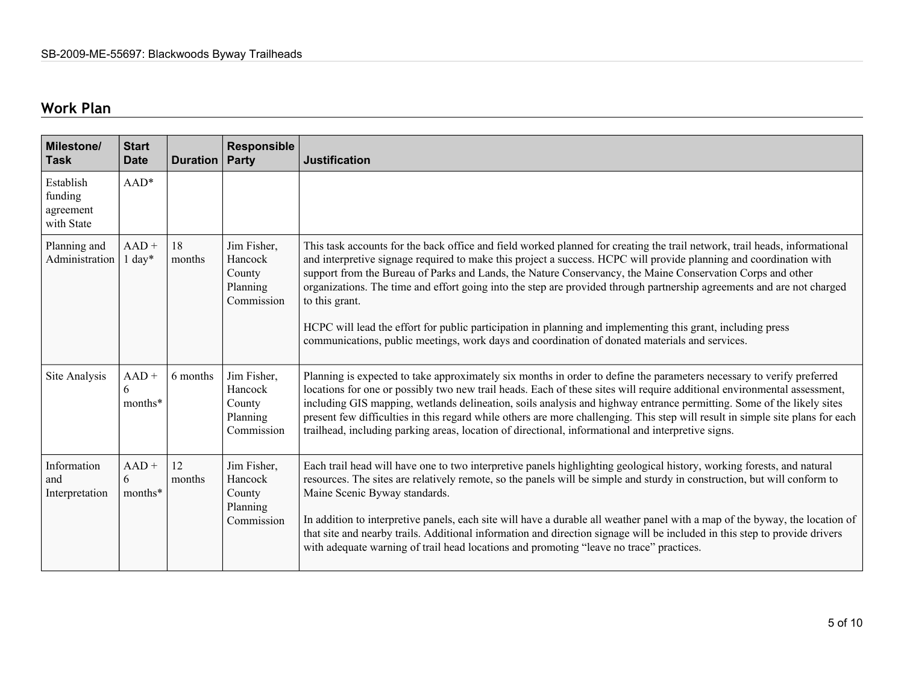## Work Plan

| Milestone/ Task | Start Date | Duration | Responsible Party | Justification |
|---|---|---|---|---|
| Establish funding agreement with State | AAD* | | | |
| Planning and Administration | AAD + 1 day* | 18 months | Jim Fisher, Hancock County Planning Commission | This task accounts for the back office and field worked planned for creating the trail network, trail heads, informational and interpretive signage required to make this project a success. HCPC will provide planning and coordination with support from the Bureau of Parks and Lands, the Nature Conservancy, the Maine Conservation Corps and other organizations. The time and effort going into the step are provided through partnership agreements and are not charged to this grant.<br><br>HCPC will lead the effort for public participation in planning and implementing this grant, including press communications, public meetings, work days and coordination of donated materials and services. |
| Site Analysis | AAD + 6 months* | 6 months | Jim Fisher, Hancock County Planning Commission | Planning is expected to take approximately six months in order to define the parameters necessary to verify preferred locations for one or possibly two new trail heads. Each of these sites will require additional environmental assessment, including GIS mapping, wetlands delineation, soils analysis and highway entrance permitting. Some of the likely sites present few difficulties in this regard while others are more challenging. This step will result in simple site plans for each trailhead, including parking areas, location of directional, informational and interpretive signs. |
| Information and Interpretation | AAD + 6 months* | 12 months | Jim Fisher, Hancock County Planning Commission | Each trail head will have one to two interpretive panels highlighting geological history, working forests, and natural resources. The sites are relatively remote, so the panels will be simple and sturdy in construction, but will conform to Maine Scenic Byway standards.<br><br>In addition to interpretive panels, each site will have a durable all weather panel with a map of the byway, the location of that site and nearby trails. Additional information and direction signage will be included in this step to provide drivers with adequate warning of trail head locations and promoting "leave no trace" practices. |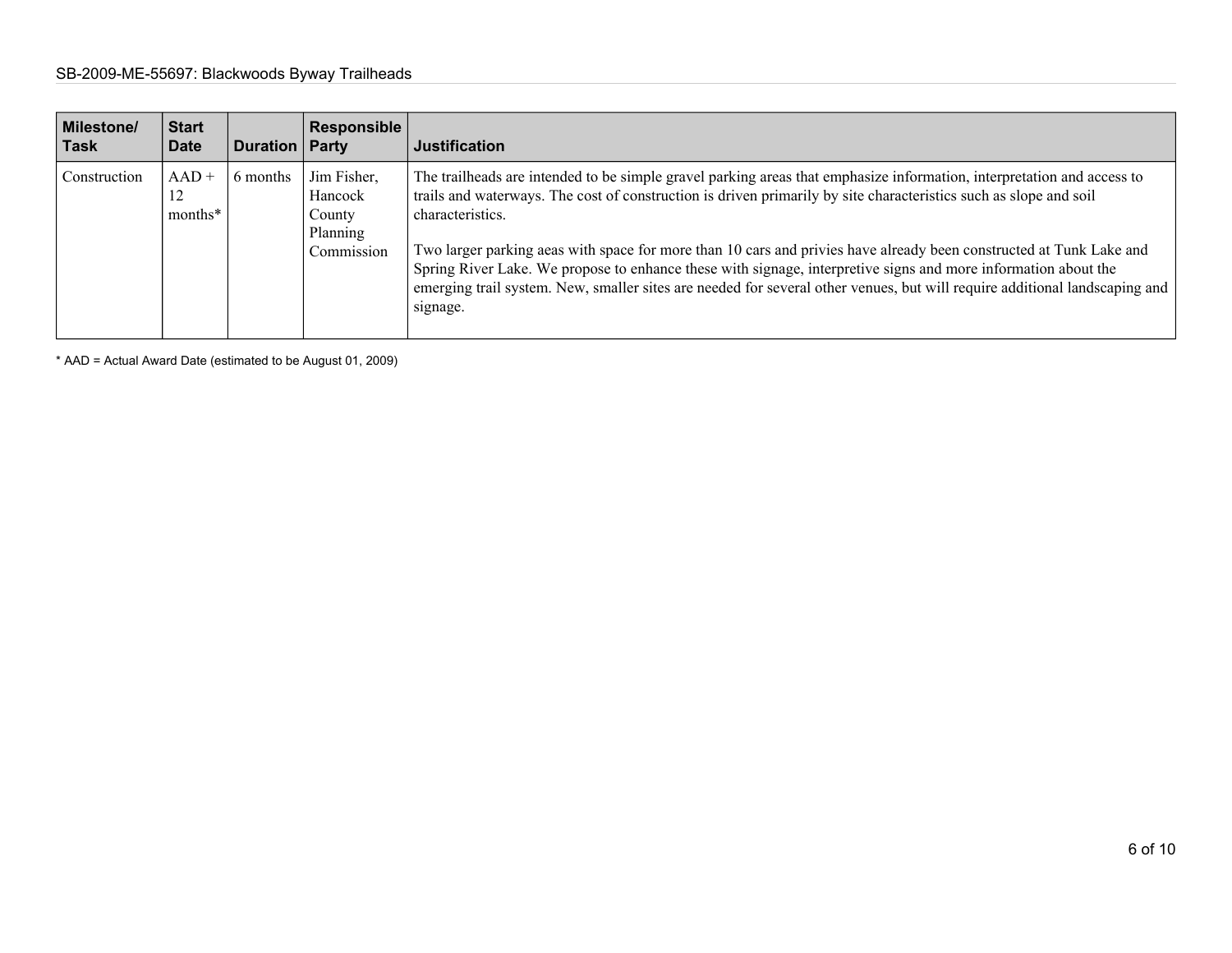| Milestone/ Task | Start Date | Duration | Responsible Party | Justification |
|---|---|---|---|---|
| Construction | AAD + 12 months* | 6 months | Jim Fisher, Hancock County Planning Commission | The trailheads are intended to be simple gravel parking areas that emphasize information, interpretation and access to trails and waterways. The cost of construction is driven primarily by site characteristics such as slope and soil characteristics.<br><br>Two larger parking aeas with space for more than 10 cars and privies have already been constructed at Tunk Lake and Spring River Lake. We propose to enhance these with signage, interpretive signs and more information about the emerging trail system. New, smaller sites are needed for several other venues, but will require additional landscaping and signage. |

* AAD = Actual Award Date (estimated to be August 01, 2009)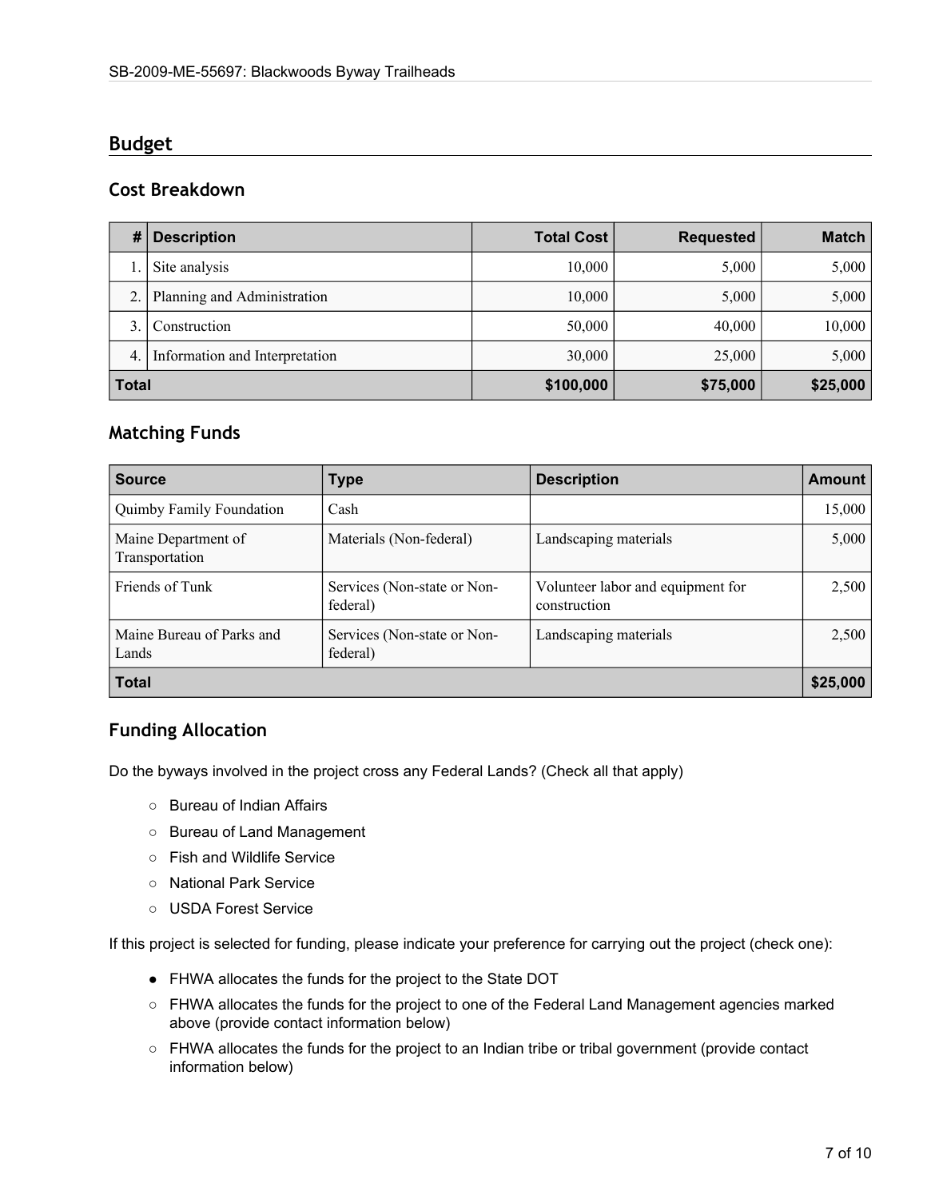## Budget

### Cost Breakdown

| # | Description | Total Cost | Requested | Match |
|---|---|---|---|---|
| 1. | Site analysis | 10,000 | 5,000 | 5,000 |
| 2. | Planning and Administration | 10,000 | 5,000 | 5,000 |
| 3. | Construction | 50,000 | 40,000 | 10,000 |
| 4. | Information and Interpretation | 30,000 | 25,000 | 5,000 |
| **Total** | | **$100,000** | **$75,000** | **$25,000** |

### Matching Funds

| Source | Type | Description | Amount |
|---|---|---|---|
| Quimby Family Foundation | Cash | | 15,000 |
| Maine Department of Transportation | Materials (Non-federal) | Landscaping materials | 5,000 |
| Friends of Tunk | Services (Non-state or Non-federal) | Volunteer labor and equipment for construction | 2,500 |
| Maine Bureau of Parks and Lands | Services (Non-state or Non-federal) | Landscaping materials | 2,500 |
| **Total** | | | **$25,000** |

### Funding Allocation

Do the byways involved in the project cross any Federal Lands? (Check all that apply)

- ○ Bureau of Indian Affairs
- ○ Bureau of Land Management
- ○ Fish and Wildlife Service
- ○ National Park Service
- ○ USDA Forest Service

If this project is selected for funding, please indicate your preference for carrying out the project (check one):

- ● FHWA allocates the funds for the project to the State DOT
- ○ FHWA allocates the funds for the project to one of the Federal Land Management agencies marked above (provide contact information below)
- ○ FHWA allocates the funds for the project to an Indian tribe or tribal government (provide contact information below)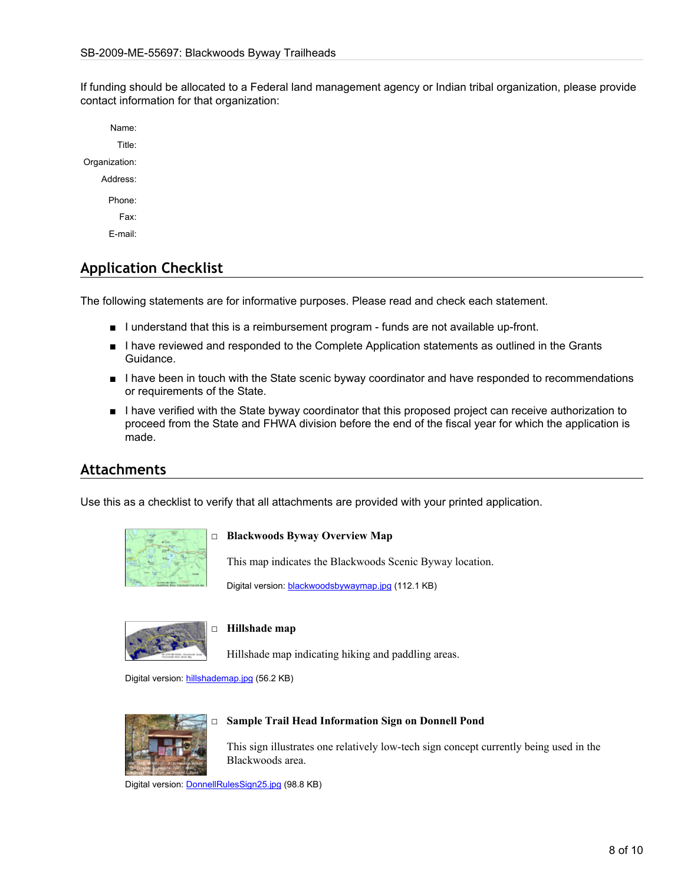If funding should be allocated to a Federal land management agency or Indian tribal organization, please provide contact information for that organization:

Name:

Title:

Organization:

Address:

Phone:

Fax:

E-mail:

## Application Checklist

The following statements are for informative purposes. Please read and check each statement.

- I understand that this is a reimbursement program - funds are not available up-front.
- I have reviewed and responded to the Complete Application statements as outlined in the Grants Guidance.
- I have been in touch with the State scenic byway coordinator and have responded to recommendations or requirements of the State.
- I have verified with the State byway coordinator that this proposed project can receive authorization to proceed from the State and FHWA division before the end of the fiscal year for which the application is made.

## Attachments

Use this as a checklist to verify that all attachments are provided with your printed application.

□ **Blackwoods Byway Overview Map**

This map indicates the Blackwoods Scenic Byway location.

Digital version: blackwoodsbywaymap.jpg (112.1 KB)

□ **Hillshade map**

Hillshade map indicating hiking and paddling areas.

Digital version: hillshademap.jpg (56.2 KB)

□ **Sample Trail Head Information Sign on Donnell Pond**

This sign illustrates one relatively low-tech sign concept currently being used in the Blackwoods area.

Digital version: DonnellRulesSign25.jpg (98.8 KB)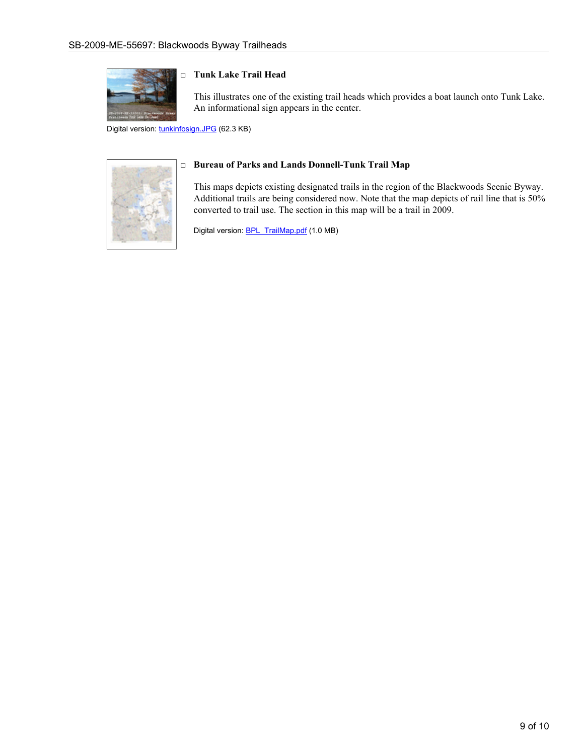- **Tunk Lake Trail Head**

  This illustrates one of the existing trail heads which provides a boat launch onto Tunk Lake. An informational sign appears in the center.

Digital version: tunkinfosign.JPG (62.3 KB)

- **Bureau of Parks and Lands Donnell-Tunk Trail Map**

  This maps depicts existing designated trails in the region of the Blackwoods Scenic Byway. Additional trails are being considered now. Note that the map depicts of rail line that is 50% converted to trail use. The section in this map will be a trail in 2009.

  Digital version: BPL_TrailMap.pdf (1.0 MB)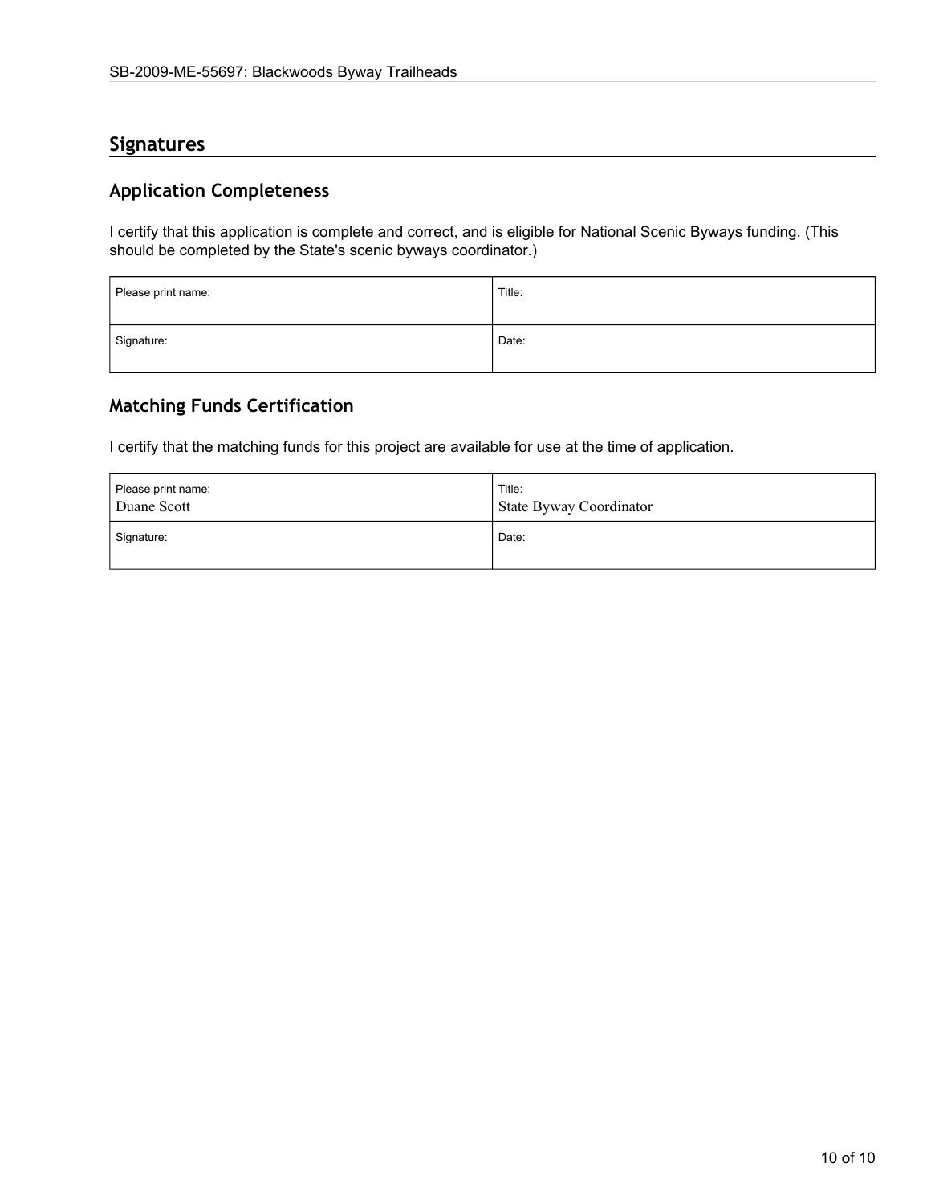## Signatures

### Application Completeness

I certify that this application is complete and correct, and is eligible for National Scenic Byways funding. (This should be completed by the State's scenic byways coordinator.)

| | |
|---|---|
| Please print name: | Title: |
| Signature: | Date: |

### Matching Funds Certification

I certify that the matching funds for this project are available for use at the time of application.

| | |
|---|---|
| Please print name: Duane Scott | Title: State Byway Coordinator |
| Signature: | Date: |